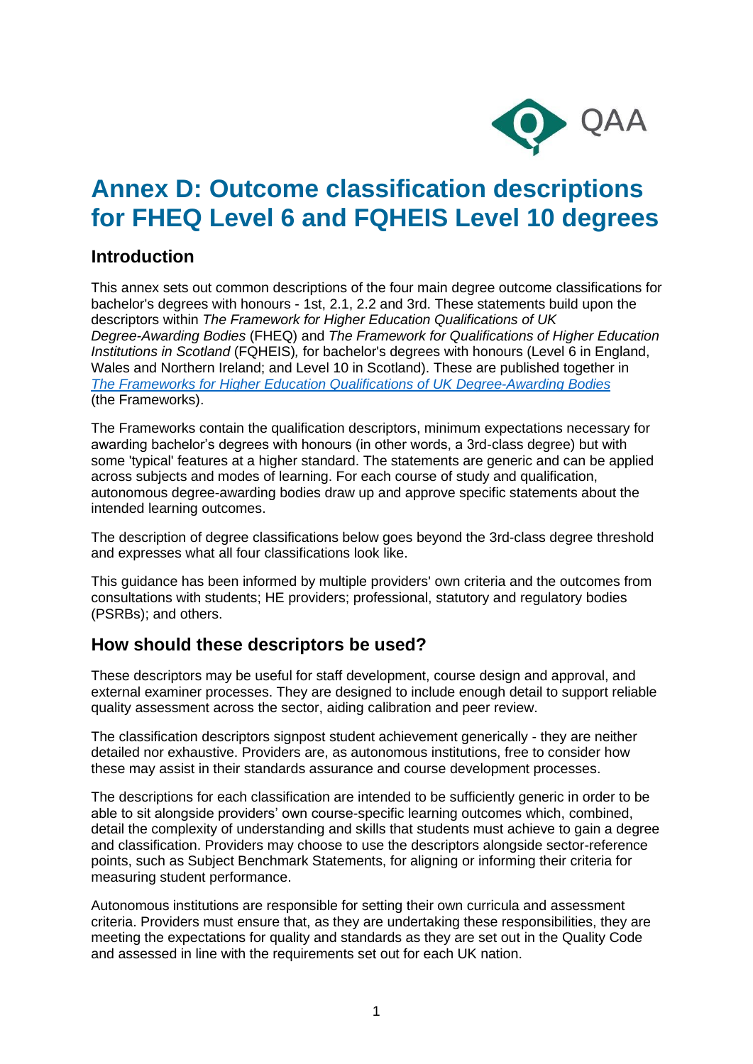# Annex D: Outcome classification descriptions for FHEQ Level 6 and FQHEIS Level 10 degrees

## Introduction

This annex sets out common descriptions of the four main degree outcome classifications for bachelor's degrees with honours - 1st, 2.1, 2.2 and 3rd. These statements build upon the descriptors within *The Framework for Higher Education Qualifications of UK Degree-Awarding Bodies* (FHEQ) and *The Framework for Qualifications of Higher Education Institutions in Scotland* (FQHEIS)*,* for bachelor's degrees with honours (Level 6 in England, Wales and Northern Ireland; and Level 10 in Scotland). These are published together in *[The Frameworks for Higher Education Qualifications of UK Degree-Awarding Bodies](#)* (the Frameworks).

The Frameworks contain the qualification descriptors, minimum expectations necessary for awarding bachelor's degrees with honours (in other words, a 3rd-class degree) but with some 'typical' features at a higher standard. The statements are generic and can be applied across subjects and modes of learning. For each course of study and qualification, autonomous degree-awarding bodies draw up and approve specific statements about the intended learning outcomes.

The description of degree classifications below goes beyond the 3rd-class degree threshold and expresses what all four classifications look like.

This guidance has been informed by multiple providers' own criteria and the outcomes from consultations with students; HE providers; professional, statutory and regulatory bodies (PSRBs); and others.

## How should these descriptors be used?

These descriptors may be useful for staff development, course design and approval, and external examiner processes. They are designed to include enough detail to support reliable quality assessment across the sector, aiding calibration and peer review.

The classification descriptors signpost student achievement generically - they are neither detailed nor exhaustive. Providers are, as autonomous institutions, free to consider how these may assist in their standards assurance and course development processes.

The descriptions for each classification are intended to be sufficiently generic in order to be able to sit alongside providers' own course-specific learning outcomes which, combined, detail the complexity of understanding and skills that students must achieve to gain a degree and classification. Providers may choose to use the descriptors alongside sector-reference points, such as Subject Benchmark Statements, for aligning or informing their criteria for measuring student performance.

Autonomous institutions are responsible for setting their own curricula and assessment criteria. Providers must ensure that, as they are undertaking these responsibilities, they are meeting the expectations for quality and standards as they are set out in the Quality Code and assessed in line with the requirements set out for each UK nation.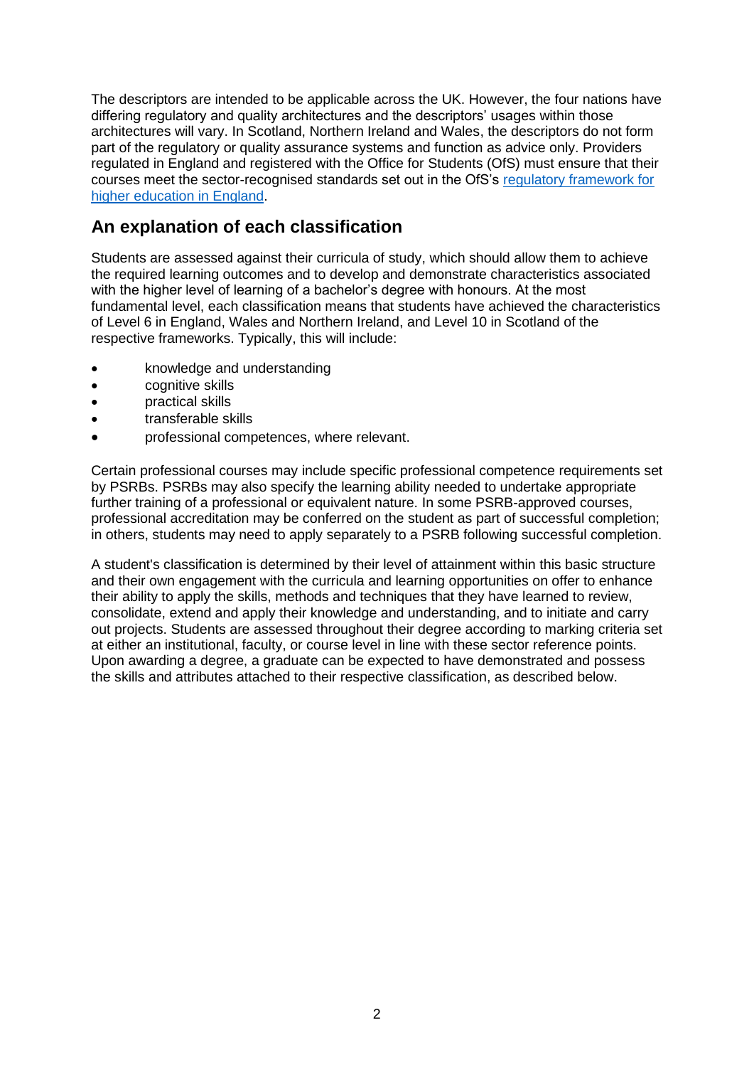The descriptors are intended to be applicable across the UK. However, the four nations have differing regulatory and quality architectures and the descriptors' usages within those architectures will vary. In Scotland, Northern Ireland and Wales, the descriptors do not form part of the regulatory or quality assurance systems and function as advice only. Providers regulated in England and registered with the Office for Students (OfS) must ensure that their courses meet the sector-recognised standards set out in the OfS's [regulatory framework for higher education in England](#).

## An explanation of each classification

Students are assessed against their curricula of study, which should allow them to achieve the required learning outcomes and to develop and demonstrate characteristics associated with the higher level of learning of a bachelor's degree with honours. At the most fundamental level, each classification means that students have achieved the characteristics of Level 6 in England, Wales and Northern Ireland, and Level 10 in Scotland of the respective frameworks. Typically, this will include:

- knowledge and understanding
- cognitive skills
- practical skills
- transferable skills
- professional competences, where relevant.

Certain professional courses may include specific professional competence requirements set by PSRBs. PSRBs may also specify the learning ability needed to undertake appropriate further training of a professional or equivalent nature. In some PSRB-approved courses, professional accreditation may be conferred on the student as part of successful completion; in others, students may need to apply separately to a PSRB following successful completion.

A student's classification is determined by their level of attainment within this basic structure and their own engagement with the curricula and learning opportunities on offer to enhance their ability to apply the skills, methods and techniques that they have learned to review, consolidate, extend and apply their knowledge and understanding, and to initiate and carry out projects. Students are assessed throughout their degree according to marking criteria set at either an institutional, faculty, or course level in line with these sector reference points. Upon awarding a degree, a graduate can be expected to have demonstrated and possess the skills and attributes attached to their respective classification, as described below.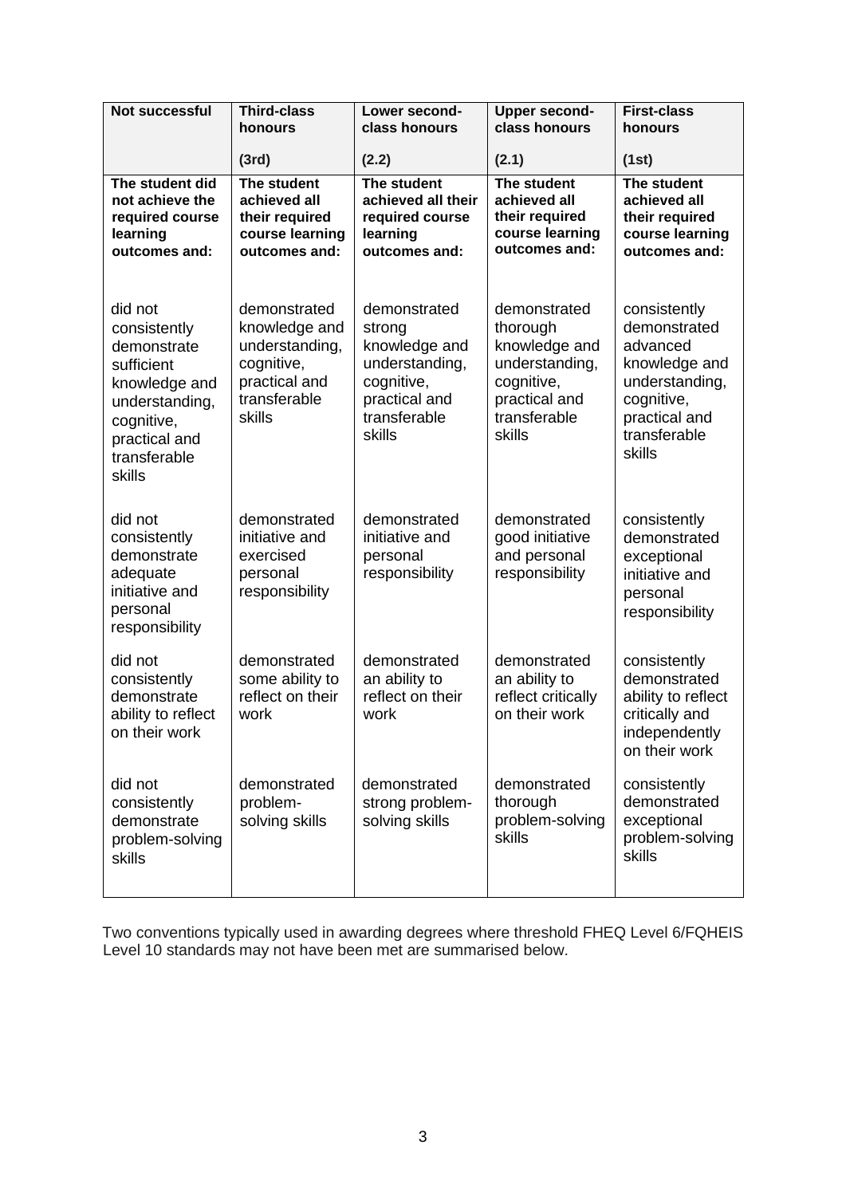| Not successful | Third-class honours (3rd) | Lower second-class honours (2.2) | Upper second-class honours (2.1) | First-class honours (1st) |
|---|---|---|---|---|
| **The student did not achieve the required course learning outcomes and:** | **The student achieved all their required course learning outcomes and:** | **The student achieved all their required course learning outcomes and:** | **The student achieved all their required course learning outcomes and:** | **The student achieved all their required course learning outcomes and:** |
| did not consistently demonstrate sufficient knowledge and understanding, cognitive, practical and transferable skills | demonstrated knowledge and understanding, cognitive, practical and transferable skills | demonstrated strong knowledge and understanding, cognitive, practical and transferable skills | demonstrated thorough knowledge and understanding, cognitive, practical and transferable skills | consistently demonstrated advanced knowledge and understanding, cognitive, practical and transferable skills |
| did not consistently demonstrate adequate initiative and personal responsibility | demonstrated initiative and exercised personal responsibility | demonstrated initiative and personal responsibility | demonstrated good initiative and personal responsibility | consistently demonstrated exceptional initiative and personal responsibility |
| did not consistently demonstrate ability to reflect on their work | demonstrated some ability to reflect on their work | demonstrated an ability to reflect on their work | demonstrated an ability to reflect critically on their work | consistently demonstrated ability to reflect critically and independently on their work |
| did not consistently demonstrate problem-solving skills | demonstrated problem-solving skills | demonstrated strong problem-solving skills | demonstrated thorough problem-solving skills | consistently demonstrated exceptional problem-solving skills |

Two conventions typically used in awarding degrees where threshold FHEQ Level 6/FQHEIS Level 10 standards may not have been met are summarised below.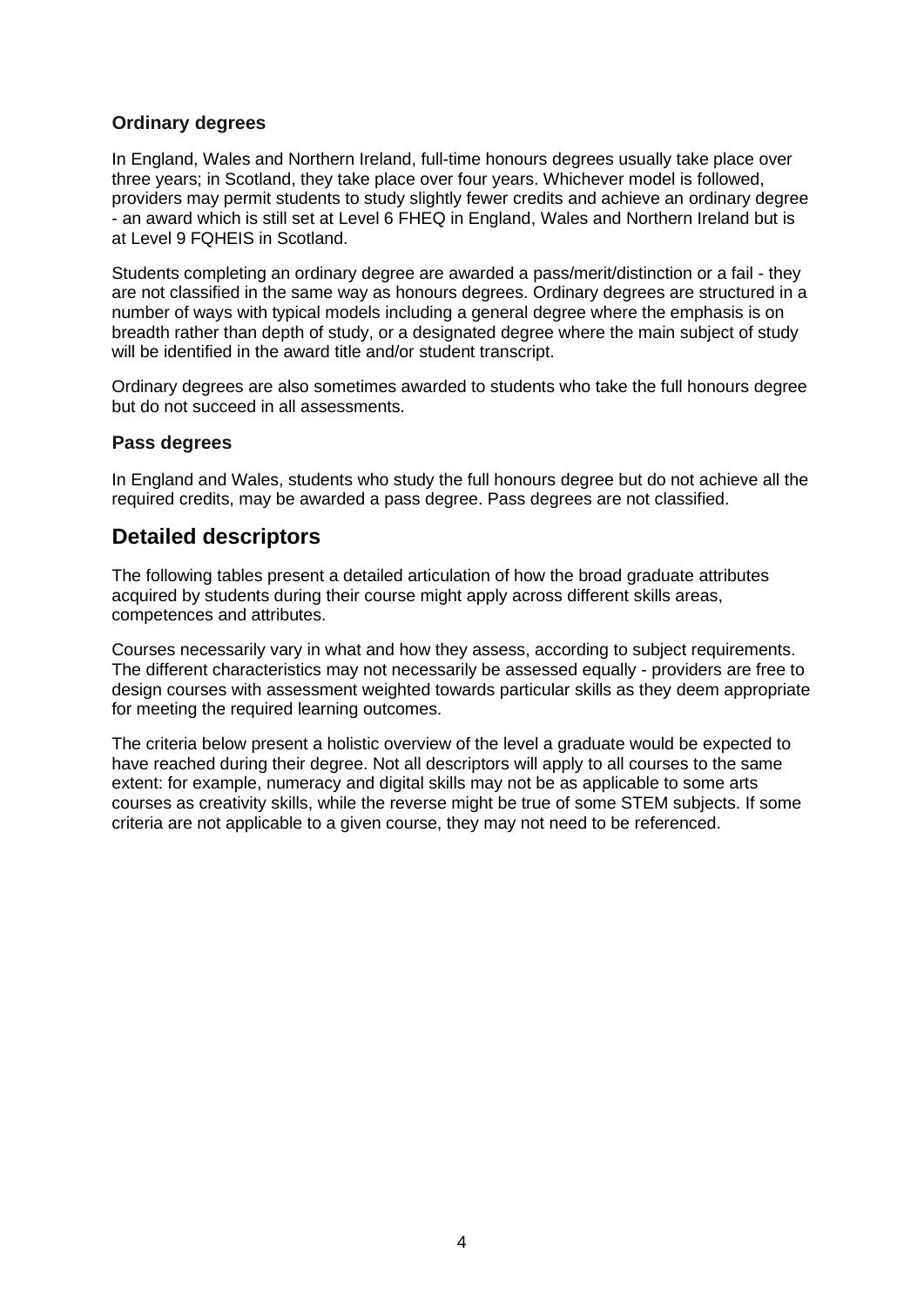### Ordinary degrees

In England, Wales and Northern Ireland, full-time honours degrees usually take place over three years; in Scotland, they take place over four years. Whichever model is followed, providers may permit students to study slightly fewer credits and achieve an ordinary degree - an award which is still set at Level 6 FHEQ in England, Wales and Northern Ireland but is at Level 9 FQHEIS in Scotland.

Students completing an ordinary degree are awarded a pass/merit/distinction or a fail - they are not classified in the same way as honours degrees. Ordinary degrees are structured in a number of ways with typical models including a general degree where the emphasis is on breadth rather than depth of study, or a designated degree where the main subject of study will be identified in the award title and/or student transcript.

Ordinary degrees are also sometimes awarded to students who take the full honours degree but do not succeed in all assessments.

### Pass degrees

In England and Wales, students who study the full honours degree but do not achieve all the required credits, may be awarded a pass degree. Pass degrees are not classified.

## Detailed descriptors

The following tables present a detailed articulation of how the broad graduate attributes acquired by students during their course might apply across different skills areas, competences and attributes.

Courses necessarily vary in what and how they assess, according to subject requirements. The different characteristics may not necessarily be assessed equally - providers are free to design courses with assessment weighted towards particular skills as they deem appropriate for meeting the required learning outcomes.

The criteria below present a holistic overview of the level a graduate would be expected to have reached during their degree. Not all descriptors will apply to all courses to the same extent: for example, numeracy and digital skills may not be as applicable to some arts courses as creativity skills, while the reverse might be true of some STEM subjects. If some criteria are not applicable to a given course, they may not need to be referenced.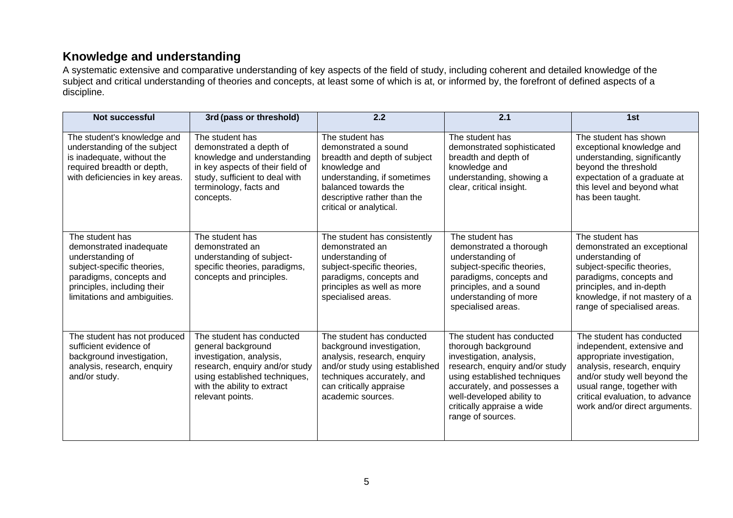## Knowledge and understanding

A systematic extensive and comparative understanding of key aspects of the field of study, including coherent and detailed knowledge of the subject and critical understanding of theories and concepts, at least some of which is at, or informed by, the forefront of defined aspects of a discipline.

| Not successful | 3rd (pass or threshold) | 2.2 | 2.1 | 1st |
|---|---|---|---|---|
| The student's knowledge and understanding of the subject is inadequate, without the required breadth or depth, with deficiencies in key areas. | The student has demonstrated a depth of knowledge and understanding in key aspects of their field of study, sufficient to deal with terminology, facts and concepts. | The student has demonstrated a sound breadth and depth of subject knowledge and understanding, if sometimes balanced towards the descriptive rather than the critical or analytical. | The student has demonstrated sophisticated breadth and depth of knowledge and understanding, showing a clear, critical insight. | The student has shown exceptional knowledge and understanding, significantly beyond the threshold expectation of a graduate at this level and beyond what has been taught. |
| The student has demonstrated inadequate understanding of subject-specific theories, paradigms, concepts and principles, including their limitations and ambiguities. | The student has demonstrated an understanding of subject-specific theories, paradigms, concepts and principles. | The student has consistently demonstrated an understanding of subject-specific theories, paradigms, concepts and principles as well as more specialised areas. | The student has demonstrated a thorough understanding of subject-specific theories, paradigms, concepts and principles, and a sound understanding of more specialised areas. | The student has demonstrated an exceptional understanding of subject-specific theories, paradigms, concepts and principles, and in-depth knowledge, if not mastery of a range of specialised areas. |
| The student has not produced sufficient evidence of background investigation, analysis, research, enquiry and/or study. | The student has conducted general background investigation, analysis, research, enquiry and/or study using established techniques, with the ability to extract relevant points. | The student has conducted background investigation, analysis, research, enquiry and/or study using established techniques accurately, and can critically appraise academic sources. | The student has conducted thorough background investigation, analysis, research, enquiry and/or study using established techniques accurately, and possesses a well-developed ability to critically appraise a wide range of sources. | The student has conducted independent, extensive and appropriate investigation, analysis, research, enquiry and/or study well beyond the usual range, together with critical evaluation, to advance work and/or direct arguments. |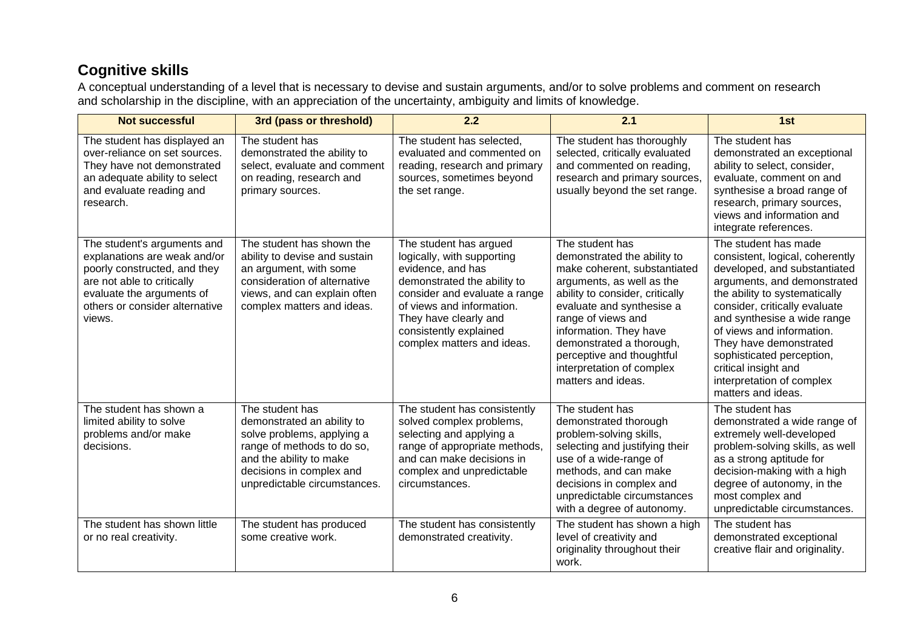## Cognitive skills

A conceptual understanding of a level that is necessary to devise and sustain arguments, and/or to solve problems and comment on research and scholarship in the discipline, with an appreciation of the uncertainty, ambiguity and limits of knowledge.

| Not successful | 3rd (pass or threshold) | 2.2 | 2.1 | 1st |
| --- | --- | --- | --- | --- |
| The student has displayed an over-reliance on set sources. They have not demonstrated an adequate ability to select and evaluate reading and research. | The student has demonstrated the ability to select, evaluate and comment on reading, research and primary sources. | The student has selected, evaluated and commented on reading, research and primary sources, sometimes beyond the set range. | The student has thoroughly selected, critically evaluated and commented on reading, research and primary sources, usually beyond the set range. | The student has demonstrated an exceptional ability to select, consider, evaluate, comment on and synthesise a broad range of research, primary sources, views and information and integrate references. |
| The student's arguments and explanations are weak and/or poorly constructed, and they are not able to critically evaluate the arguments of others or consider alternative views. | The student has shown the ability to devise and sustain an argument, with some consideration of alternative views, and can explain often complex matters and ideas. | The student has argued logically, with supporting evidence, and has demonstrated the ability to consider and evaluate a range of views and information. They have clearly and consistently explained complex matters and ideas. | The student has demonstrated the ability to make coherent, substantiated arguments, as well as the ability to consider, critically evaluate and synthesise a range of views and information. They have demonstrated a thorough, perceptive and thoughtful interpretation of complex matters and ideas. | The student has made consistent, logical, coherently developed, and substantiated arguments, and demonstrated the ability to systematically consider, critically evaluate and synthesise a wide range of views and information. They have demonstrated sophisticated perception, critical insight and interpretation of complex matters and ideas. |
| The student has shown a limited ability to solve problems and/or make decisions. | The student has demonstrated an ability to solve problems, applying a range of methods to do so, and the ability to make decisions in complex and unpredictable circumstances. | The student has consistently solved complex problems, selecting and applying a range of appropriate methods, and can make decisions in complex and unpredictable circumstances. | The student has demonstrated thorough problem-solving skills, selecting and justifying their use of a wide-range of methods, and can make decisions in complex and unpredictable circumstances with a degree of autonomy. | The student has demonstrated a wide range of extremely well-developed problem-solving skills, as well as a strong aptitude for decision-making with a high degree of autonomy, in the most complex and unpredictable circumstances. |
| The student has shown little or no real creativity. | The student has produced some creative work. | The student has consistently demonstrated creativity. | The student has shown a high level of creativity and originality throughout their work. | The student has demonstrated exceptional creative flair and originality. |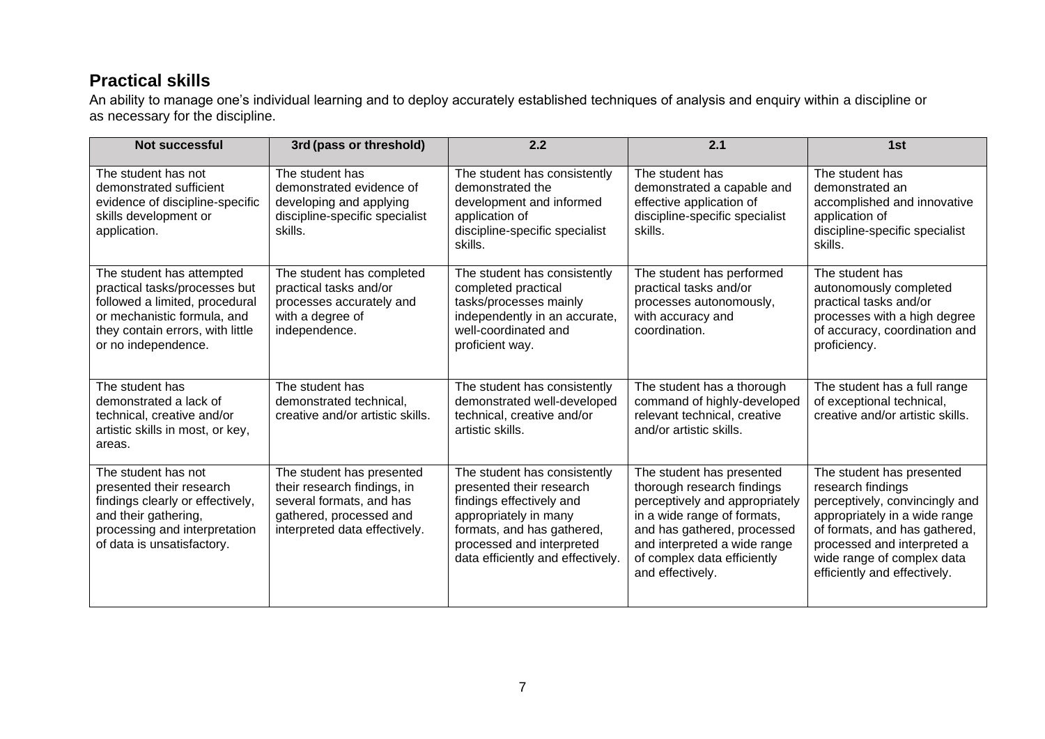## Practical skills

An ability to manage one's individual learning and to deploy accurately established techniques of analysis and enquiry within a discipline or as necessary for the discipline.

| Not successful | 3rd (pass or threshold) | 2.2 | 2.1 | 1st |
|---|---|---|---|---|
| The student has not demonstrated sufficient evidence of discipline-specific skills development or application. | The student has demonstrated evidence of developing and applying discipline-specific specialist skills. | The student has consistently demonstrated the development and informed application of discipline-specific specialist skills. | The student has demonstrated a capable and effective application of discipline-specific specialist skills. | The student has demonstrated an accomplished and innovative application of discipline-specific specialist skills. |
| The student has attempted practical tasks/processes but followed a limited, procedural or mechanistic formula, and they contain errors, with little or no independence. | The student has completed practical tasks and/or processes accurately and with a degree of independence. | The student has consistently completed practical tasks/processes mainly independently in an accurate, well-coordinated and proficient way. | The student has performed practical tasks and/or processes autonomously, with accuracy and coordination. | The student has autonomously completed practical tasks and/or processes with a high degree of accuracy, coordination and proficiency. |
| The student has demonstrated a lack of technical, creative and/or artistic skills in most, or key, areas. | The student has demonstrated technical, creative and/or artistic skills. | The student has consistently demonstrated well-developed technical, creative and/or artistic skills. | The student has a thorough command of highly-developed relevant technical, creative and/or artistic skills. | The student has a full range of exceptional technical, creative and/or artistic skills. |
| The student has not presented their research findings clearly or effectively, and their gathering, processing and interpretation of data is unsatisfactory. | The student has presented their research findings, in several formats, and has gathered, processed and interpreted data effectively. | The student has consistently presented their research findings effectively and appropriately in many formats, and has gathered, processed and interpreted data efficiently and effectively. | The student has presented thorough research findings perceptively and appropriately in a wide range of formats, and has gathered, processed and interpreted a wide range of complex data efficiently and effectively. | The student has presented research findings perceptively, convincingly and appropriately in a wide range of formats, and has gathered, processed and interpreted a wide range of complex data efficiently and effectively. |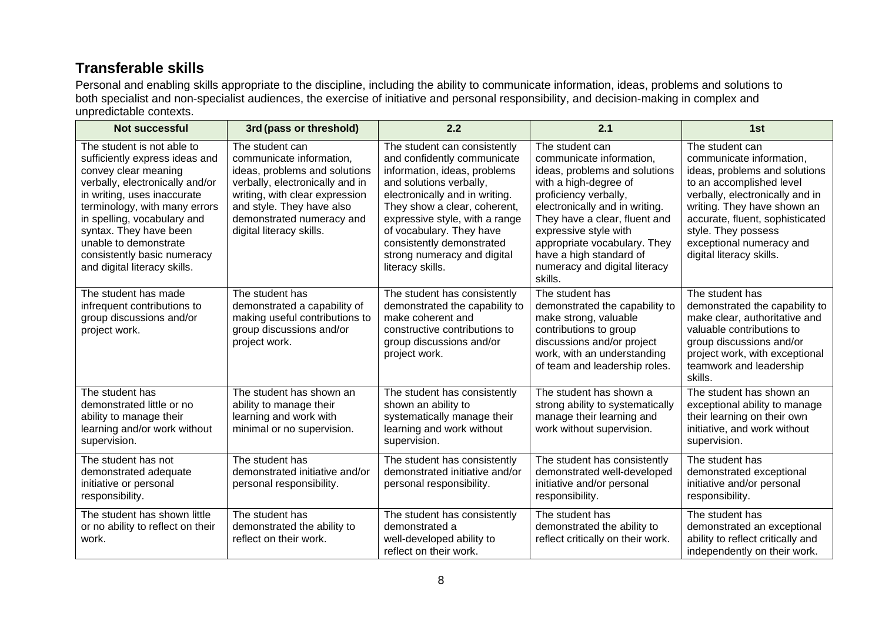## Transferable skills

Personal and enabling skills appropriate to the discipline, including the ability to communicate information, ideas, problems and solutions to both specialist and non-specialist audiences, the exercise of initiative and personal responsibility, and decision-making in complex and unpredictable contexts.

| Not successful | 3rd (pass or threshold) | 2.2 | 2.1 | 1st |
|---|---|---|---|---|
| The student is not able to sufficiently express ideas and convey clear meaning verbally, electronically and/or in writing, uses inaccurate terminology, with many errors in spelling, vocabulary and syntax. They have been unable to demonstrate consistently basic numeracy and digital literacy skills. | The student can communicate information, ideas, problems and solutions verbally, electronically and in writing, with clear expression and style. They have also demonstrated numeracy and digital literacy skills. | The student can consistently and confidently communicate information, ideas, problems and solutions verbally, electronically and in writing. They show a clear, coherent, expressive style, with a range of vocabulary. They have consistently demonstrated strong numeracy and digital literacy skills. | The student can communicate information, ideas, problems and solutions with a high-degree of proficiency verbally, electronically and in writing. They have a clear, fluent and expressive style with appropriate vocabulary. They have a high standard of numeracy and digital literacy skills. | The student can communicate information, ideas, problems and solutions to an accomplished level verbally, electronically and in writing. They have shown an accurate, fluent, sophisticated style. They possess exceptional numeracy and digital literacy skills. |
| The student has made infrequent contributions to group discussions and/or project work. | The student has demonstrated a capability of making useful contributions to group discussions and/or project work. | The student has consistently demonstrated the capability to make coherent and constructive contributions to group discussions and/or project work. | The student has demonstrated the capability to make strong, valuable contributions to group discussions and/or project work, with an understanding of team and leadership roles. | The student has demonstrated the capability to make clear, authoritative and valuable contributions to group discussions and/or project work, with exceptional teamwork and leadership skills. |
| The student has demonstrated little or no ability to manage their learning and/or work without supervision. | The student has shown an ability to manage their learning and work with minimal or no supervision. | The student has consistently shown an ability to systematically manage their learning and work without supervision. | The student has shown a strong ability to systematically manage their learning and work without supervision. | The student has shown an exceptional ability to manage their learning on their own initiative, and work without supervision. |
| The student has not demonstrated adequate initiative or personal responsibility. | The student has demonstrated initiative and/or personal responsibility. | The student has consistently demonstrated initiative and/or personal responsibility. | The student has consistently demonstrated well-developed initiative and/or personal responsibility. | The student has demonstrated exceptional initiative and/or personal responsibility. |
| The student has shown little or no ability to reflect on their work. | The student has demonstrated the ability to reflect on their work. | The student has consistently demonstrated a well-developed ability to reflect on their work. | The student has demonstrated the ability to reflect critically on their work. | The student has demonstrated an exceptional ability to reflect critically and independently on their work. |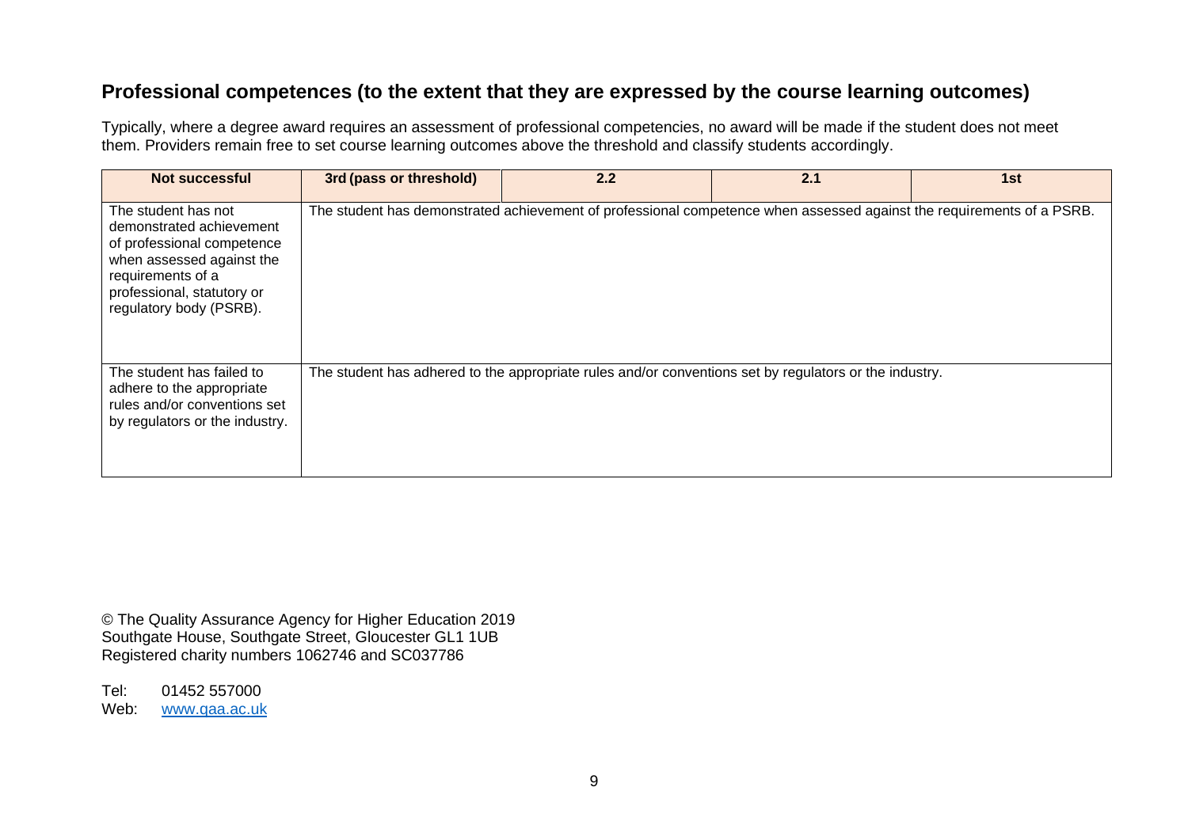## Professional competences (to the extent that they are expressed by the course learning outcomes)

Typically, where a degree award requires an assessment of professional competencies, no award will be made if the student does not meet them. Providers remain free to set course learning outcomes above the threshold and classify students accordingly.

| Not successful | 3rd (pass or threshold) | 2.2 | 2.1 | 1st |
|---|---|---|---|---|
| The student has not demonstrated achievement of professional competence when assessed against the requirements of a professional, statutory or regulatory body (PSRB). | The student has demonstrated achievement of professional competence when assessed against the requirements of a PSRB. | | | |
| The student has failed to adhere to the appropriate rules and/or conventions set by regulators or the industry. | The student has adhered to the appropriate rules and/or conventions set by regulators or the industry. | | | |

© The Quality Assurance Agency for Higher Education 2019
Southgate House, Southgate Street, Gloucester GL1 1UB
Registered charity numbers 1062746 and SC037786

Tel: 01452 557000
Web: www.qaa.ac.uk